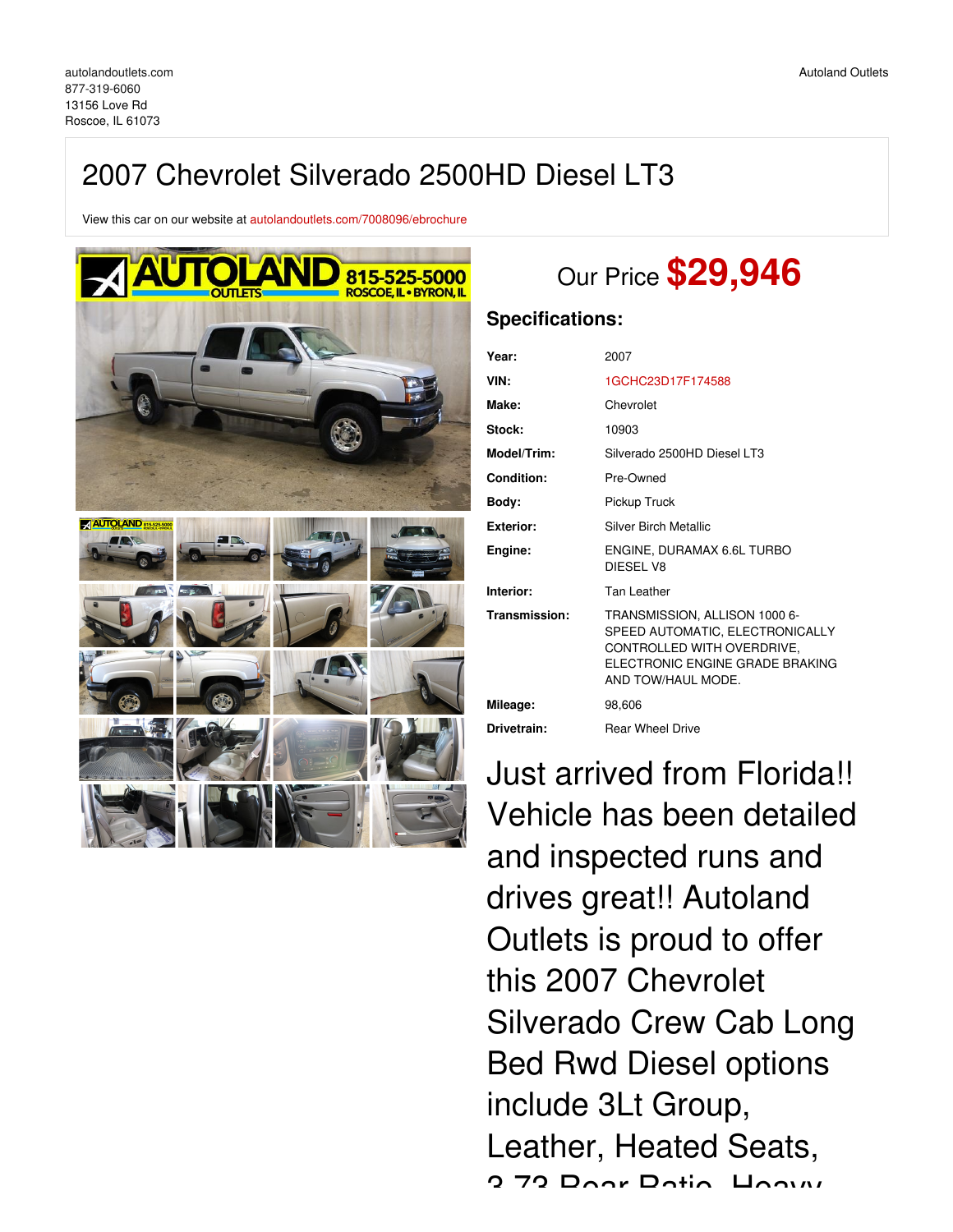autolandoutlets.com
877-319-6060
13156 Love Rd
Roscoe, IL 61073

Autoland Outlets

# 2007 Chevrolet Silverado 2500HD Diesel LT3

View this car on our website at autolandoutlets.com/7008096/ebrochure

Our Price **$29,946**

## Specifications:

| | |
|---|---|
| **Year:** | 2007 |
| **VIN:** | 1GCHC23D17F174588 |
| **Make:** | Chevrolet |
| **Stock:** | 10903 |
| **Model/Trim:** | Silverado 2500HD Diesel LT3 |
| **Condition:** | Pre-Owned |
| **Body:** | Pickup Truck |
| **Exterior:** | Silver Birch Metallic |
| **Engine:** | ENGINE, DURAMAX 6.6L TURBO DIESEL V8 |
| **Interior:** | Tan Leather |
| **Transmission:** | TRANSMISSION, ALLISON 1000 6-SPEED AUTOMATIC, ELECTRONICALLY CONTROLLED WITH OVERDRIVE, ELECTRONIC ENGINE GRADE BRAKING AND TOW/HAUL MODE. |
| **Mileage:** | 98,606 |
| **Drivetrain:** | Rear Wheel Drive |

Just arrived from Florida!! Vehicle has been detailed and inspected runs and drives great!! Autoland Outlets is proud to offer this 2007 Chevrolet Silverado Crew Cab Long Bed Rwd Diesel options include 3Lt Group, Leather, Heated Seats, 3.73 Rear Ratio, Heavy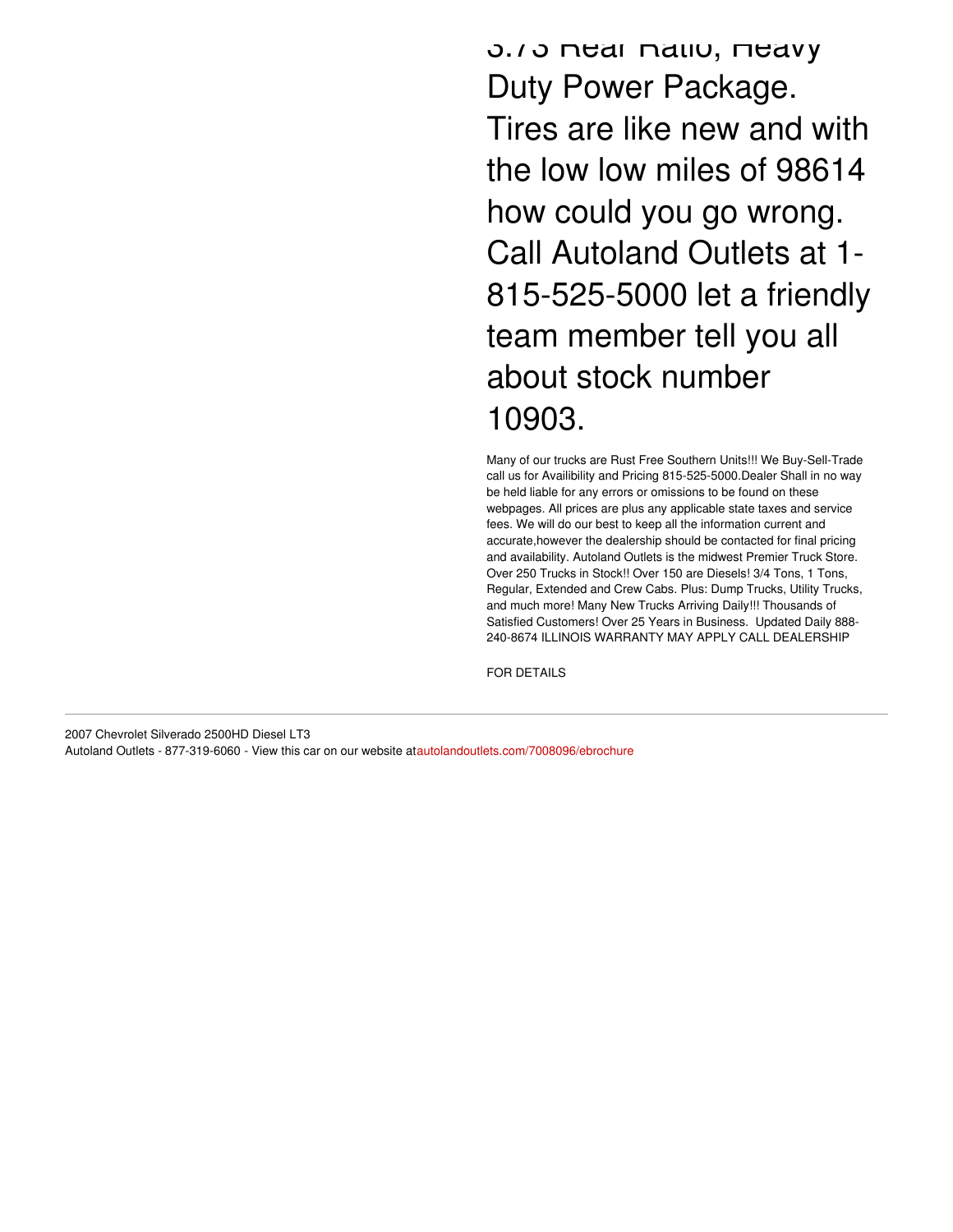3.73 Rear Ratio, Heavy Duty Power Package. Tires are like new and with the low low miles of 98614 how could you go wrong. Call Autoland Outlets at 1-815-525-5000 let a friendly team member tell you all about stock number 10903.

Many of our trucks are Rust Free Southern Units!!! We Buy-Sell-Trade call us for Availibility and Pricing 815-525-5000.Dealer Shall in no way be held liable for any errors or omissions to be found on these webpages. All prices are plus any applicable state taxes and service fees. We will do our best to keep all the information current and accurate,however the dealership should be contacted for final pricing and availability. Autoland Outlets is the midwest Premier Truck Store. Over 250 Trucks in Stock!! Over 150 are Diesels! 3/4 Tons, 1 Tons, Regular, Extended and Crew Cabs. Plus: Dump Trucks, Utility Trucks, and much more! Many New Trucks Arriving Daily!!! Thousands of Satisfied Customers! Over 25 Years in Business. Updated Daily 888-240-8674 ILLINOIS WARRANTY MAY APPLY CALL DEALERSHIP

FOR DETAILS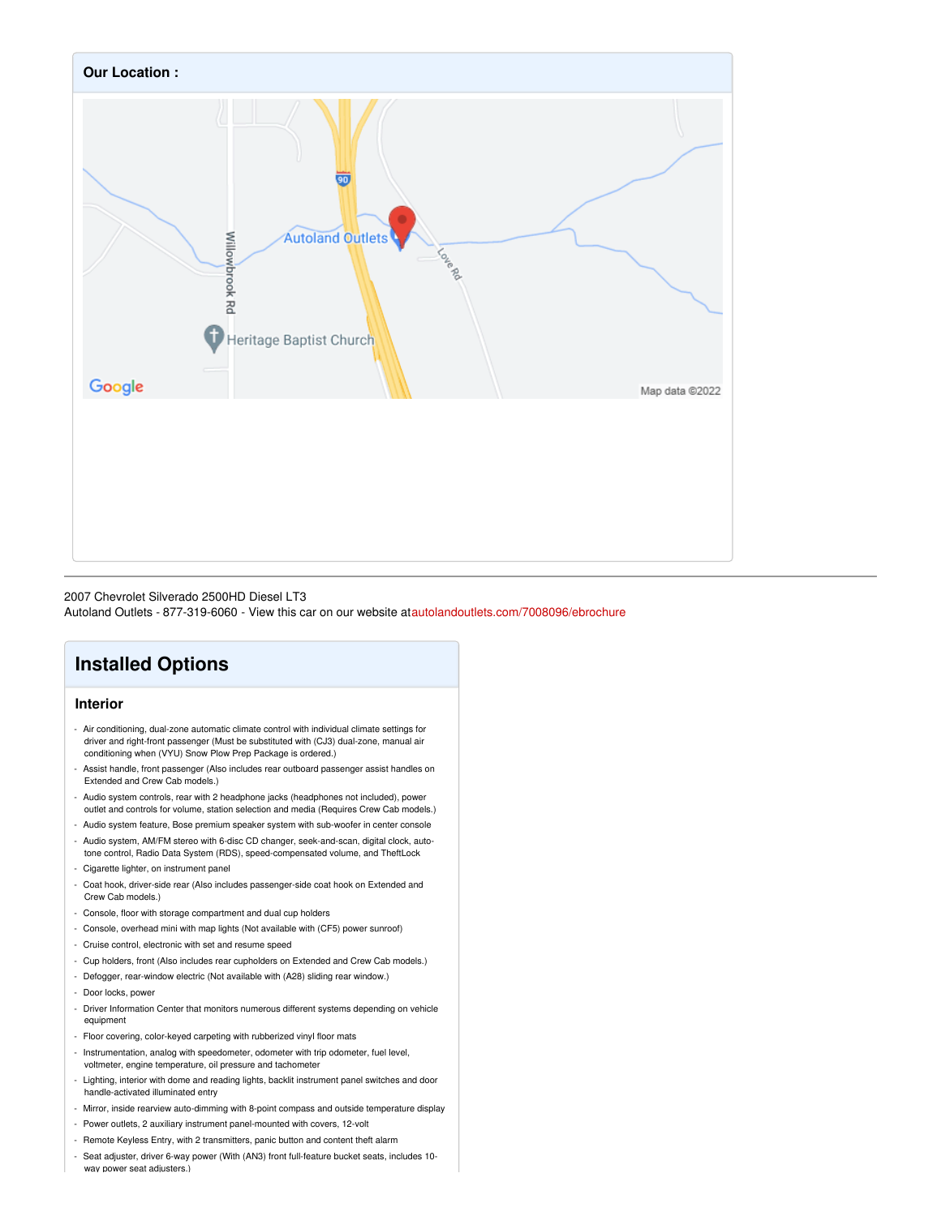**Our Location :**

2007 Chevrolet Silverado 2500HD Diesel LT3
Autoland Outlets - 877-319-6060 - View this car on our website atautolandoutlets.com/7008096/ebrochure

## Installed Options

### Interior

- Air conditioning, dual-zone automatic climate control with individual climate settings for driver and right-front passenger (Must be substituted with (CJ3) dual-zone, manual air conditioning when (VYU) Snow Plow Prep Package is ordered.)
- Assist handle, front passenger (Also includes rear outboard passenger assist handles on Extended and Crew Cab models.)
- Audio system controls, rear with 2 headphone jacks (headphones not included), power outlet and controls for volume, station selection and media (Requires Crew Cab models.)
- Audio system feature, Bose premium speaker system with sub-woofer in center console
- Audio system, AM/FM stereo with 6-disc CD changer, seek-and-scan, digital clock, auto-tone control, Radio Data System (RDS), speed-compensated volume, and TheftLock
- Cigarette lighter, on instrument panel
- Coat hook, driver-side rear (Also includes passenger-side coat hook on Extended and Crew Cab models.)
- Console, floor with storage compartment and dual cup holders
- Console, overhead mini with map lights (Not available with (CF5) power sunroof)
- Cruise control, electronic with set and resume speed
- Cup holders, front (Also includes rear cupholders on Extended and Crew Cab models.)
- Defogger, rear-window electric (Not available with (A28) sliding rear window.)
- Door locks, power
- Driver Information Center that monitors numerous different systems depending on vehicle equipment
- Floor covering, color-keyed carpeting with rubberized vinyl floor mats
- Instrumentation, analog with speedometer, odometer with trip odometer, fuel level, voltmeter, engine temperature, oil pressure and tachometer
- Lighting, interior with dome and reading lights, backlit instrument panel switches and door handle-activated illuminated entry
- Mirror, inside rearview auto-dimming with 8-point compass and outside temperature display
- Power outlets, 2 auxiliary instrument panel-mounted with covers, 12-volt
- Remote Keyless Entry, with 2 transmitters, panic button and content theft alarm
- Seat adjuster, driver 6-way power (With (AN3) front full-feature bucket seats, includes 10-way power seat adjusters.)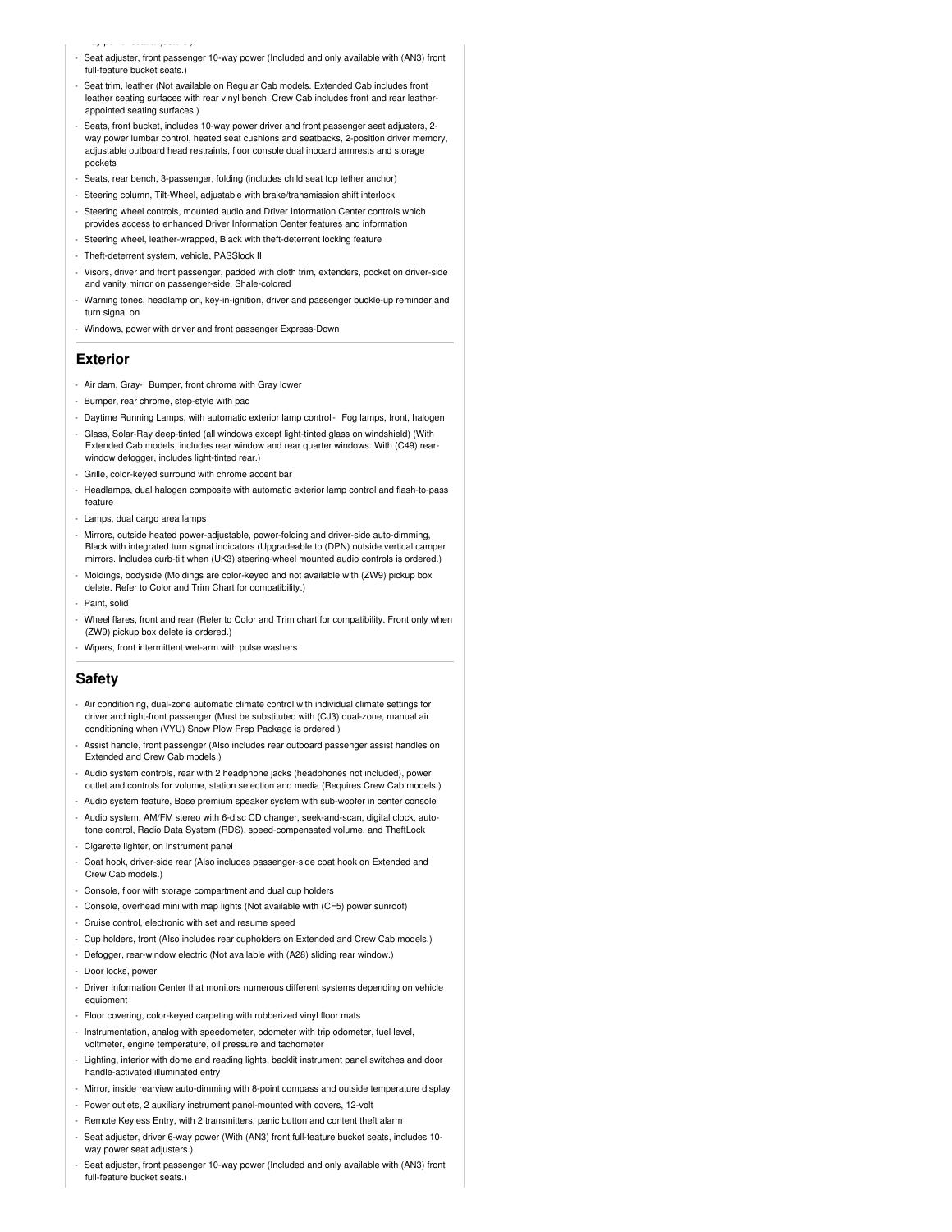- Seat adjuster, front passenger 10-way power (Included and only available with (AN3) front full-feature bucket seats.)
- Seat trim, leather (Not available on Regular Cab models. Extended Cab includes front leather seating surfaces with rear vinyl bench. Crew Cab includes front and rear leather-appointed seating surfaces.)
- Seats, front bucket, includes 10-way power driver and front passenger seat adjusters, 2-way power lumbar control, heated seat cushions and seatbacks, 2-position driver memory, adjustable outboard head restraints, floor console dual inboard armrests and storage pockets
- Seats, rear bench, 3-passenger, folding (includes child seat top tether anchor)
- Steering column, Tilt-Wheel, adjustable with brake/transmission shift interlock
- Steering wheel controls, mounted audio and Driver Information Center controls which provides access to enhanced Driver Information Center features and information
- Steering wheel, leather-wrapped, Black with theft-deterrent locking feature
- Theft-deterrent system, vehicle, PASSlock II
- Visors, driver and front passenger, padded with cloth trim, extenders, pocket on driver-side and vanity mirror on passenger-side, Shale-colored
- Warning tones, headlamp on, key-in-ignition, driver and passenger buckle-up reminder and turn signal on
- Windows, power with driver and front passenger Express-Down

## Exterior

- Air dam, Gray- Bumper, front chrome with Gray lower
- Bumper, rear chrome, step-style with pad
- Daytime Running Lamps, with automatic exterior lamp control- Fog lamps, front, halogen
- Glass, Solar-Ray deep-tinted (all windows except light-tinted glass on windshield) (With Extended Cab models, includes rear window and rear quarter windows. With (C49) rear-window defogger, includes light-tinted rear.)
- Grille, color-keyed surround with chrome accent bar
- Headlamps, dual halogen composite with automatic exterior lamp control and flash-to-pass feature
- Lamps, dual cargo area lamps
- Mirrors, outside heated power-adjustable, power-folding and driver-side auto-dimming, Black with integrated turn signal indicators (Upgradeable to (DPN) outside vertical camper mirrors. Includes curb-tilt when (UK3) steering-wheel mounted audio controls is ordered.)
- Moldings, bodyside (Moldings are color-keyed and not available with (ZW9) pickup box delete. Refer to Color and Trim Chart for compatibility.)
- Paint, solid
- Wheel flares, front and rear (Refer to Color and Trim chart for compatibility. Front only when (ZW9) pickup box delete is ordered.)
- Wipers, front intermittent wet-arm with pulse washers

## Safety

- Air conditioning, dual-zone automatic climate control with individual climate settings for driver and right-front passenger (Must be substituted with (CJ3) dual-zone, manual air conditioning when (VYU) Snow Plow Prep Package is ordered.)
- Assist handle, front passenger (Also includes rear outboard passenger assist handles on Extended and Crew Cab models.)
- Audio system controls, rear with 2 headphone jacks (headphones not included), power outlet and controls for volume, station selection and media (Requires Crew Cab models.)
- Audio system feature, Bose premium speaker system with sub-woofer in center console
- Audio system, AM/FM stereo with 6-disc CD changer, seek-and-scan, digital clock, auto-tone control, Radio Data System (RDS), speed-compensated volume, and TheftLock
- Cigarette lighter, on instrument panel
- Coat hook, driver-side rear (Also includes passenger-side coat hook on Extended and Crew Cab models.)
- Console, floor with storage compartment and dual cup holders
- Console, overhead mini with map lights (Not available with (CF5) power sunroof)
- Cruise control, electronic with set and resume speed
- Cup holders, front (Also includes rear cupholders on Extended and Crew Cab models.)
- Defogger, rear-window electric (Not available with (A28) sliding rear window.)
- Door locks, power
- Driver Information Center that monitors numerous different systems depending on vehicle equipment
- Floor covering, color-keyed carpeting with rubberized vinyl floor mats
- Instrumentation, analog with speedometer, odometer with trip odometer, fuel level, voltmeter, engine temperature, oil pressure and tachometer
- Lighting, interior with dome and reading lights, backlit instrument panel switches and door handle-activated illuminated entry
- Mirror, inside rearview auto-dimming with 8-point compass and outside temperature display
- Power outlets, 2 auxiliary instrument panel-mounted with covers, 12-volt
- Remote Keyless Entry, with 2 transmitters, panic button and content theft alarm
- Seat adjuster, driver 6-way power (With (AN3) front full-feature bucket seats, includes 10-way power seat adjusters.)
- Seat adjuster, front passenger 10-way power (Included and only available with (AN3) front full-feature bucket seats.)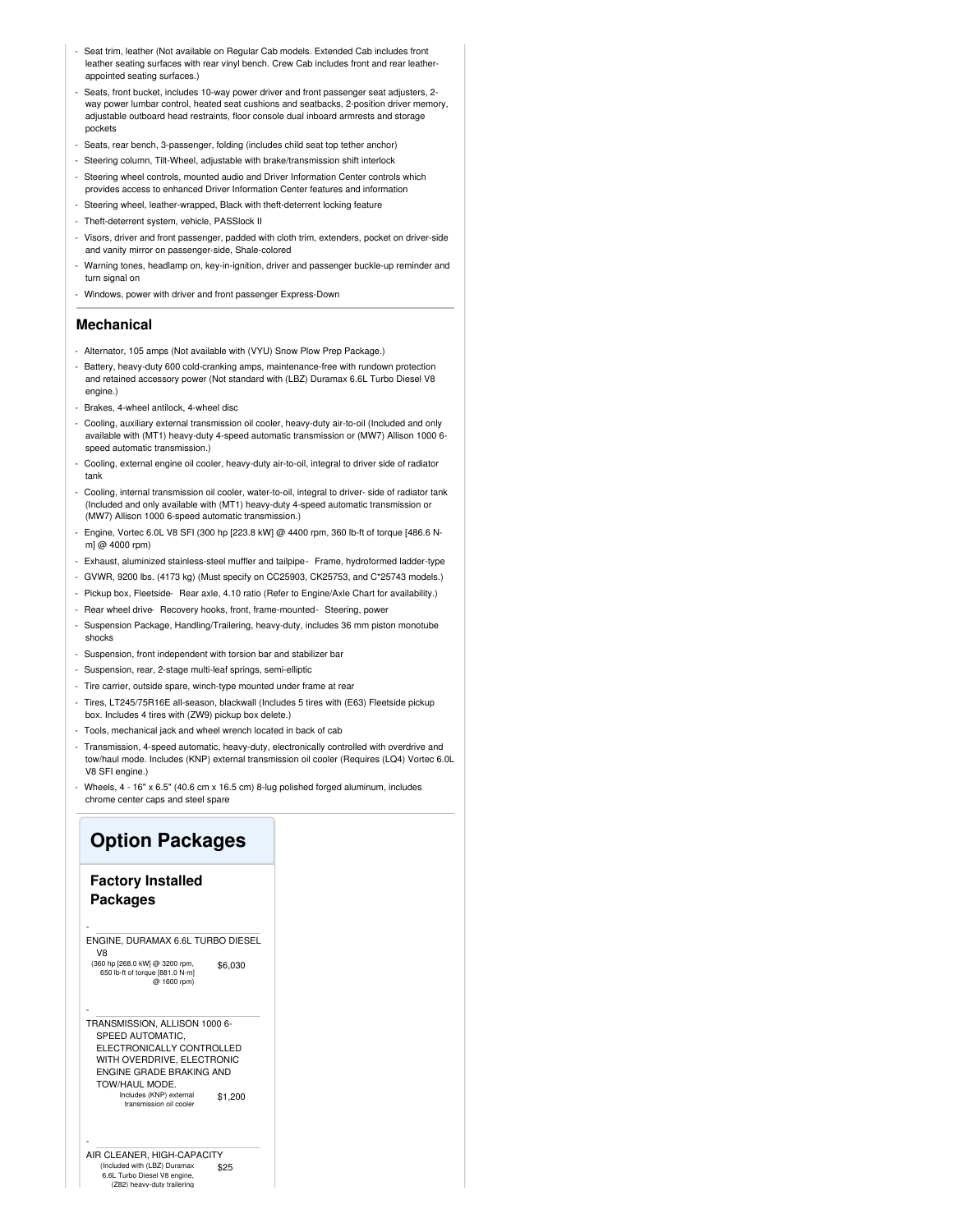- Seat trim, leather (Not available on Regular Cab models. Extended Cab includes front leather seating surfaces with rear vinyl bench. Crew Cab includes front and rear leather-appointed seating surfaces.)
- Seats, front bucket, includes 10-way power driver and front passenger seat adjusters, 2-way power lumbar control, heated seat cushions and seatbacks, 2-position driver memory, adjustable outboard head restraints, floor console dual inboard armrests and storage pockets
- Seats, rear bench, 3-passenger, folding (includes child seat top tether anchor)
- Steering column, Tilt-Wheel, adjustable with brake/transmission shift interlock
- Steering wheel controls, mounted audio and Driver Information Center controls which provides access to enhanced Driver Information Center features and information
- Steering wheel, leather-wrapped, Black with theft-deterrent locking feature
- Theft-deterrent system, vehicle, PASSlock II
- Visors, driver and front passenger, padded with cloth trim, extenders, pocket on driver-side and vanity mirror on passenger-side, Shale-colored
- Warning tones, headlamp on, key-in-ignition, driver and passenger buckle-up reminder and turn signal on
- Windows, power with driver and front passenger Express-Down

## Mechanical

- Alternator, 105 amps (Not available with (VYU) Snow Plow Prep Package.)
- Battery, heavy-duty 600 cold-cranking amps, maintenance-free with rundown protection and retained accessory power (Not standard with (LBZ) Duramax 6.6L Turbo Diesel V8 engine.)
- Brakes, 4-wheel antilock, 4-wheel disc
- Cooling, auxiliary external transmission oil cooler, heavy-duty air-to-oil (Included and only available with (MT1) heavy-duty 4-speed automatic transmission or (MW7) Allison 1000 6-speed automatic transmission.)
- Cooling, external engine oil cooler, heavy-duty air-to-oil, integral to driver side of radiator tank
- Cooling, internal transmission oil cooler, water-to-oil, integral to driver- side of radiator tank (Included and only available with (MT1) heavy-duty 4-speed automatic transmission or (MW7) Allison 1000 6-speed automatic transmission.)
- Engine, Vortec 6.0L V8 SFI (300 hp [223.8 kW] @ 4400 rpm, 360 lb-ft of torque [486.6 N-m] @ 4000 rpm)
- Exhaust, aluminized stainless-steel muffler and tailpipe
- Frame, hydroformed ladder-type
- GVWR, 9200 lbs. (4173 kg) (Must specify on CC25903, CK25753, and C*25743 models.)
- Pickup box, Fleetside
- Rear axle, 4.10 ratio (Refer to Engine/Axle Chart for availability.)
- Rear wheel drive
- Recovery hooks, front, frame-mounted
- Steering, power
- Suspension Package, Handling/Trailering, heavy-duty, includes 36 mm piston monotube shocks
- Suspension, front independent with torsion bar and stabilizer bar
- Suspension, rear, 2-stage multi-leaf springs, semi-elliptic
- Tire carrier, outside spare, winch-type mounted under frame at rear
- Tires, LT245/75R16E all-season, blackwall (Includes 5 tires with (E63) Fleetside pickup box. Includes 4 tires with (ZW9) pickup box delete.)
- Tools, mechanical jack and wheel wrench located in back of cab
- Transmission, 4-speed automatic, heavy-duty, electronically controlled with overdrive and tow/haul mode. Includes (KNP) external transmission oil cooler (Requires (LQ4) Vortec 6.0L V8 SFI engine.)
- Wheels, 4 - 16" x 6.5" (40.6 cm x 16.5 cm) 8-lug polished forged aluminum, includes chrome center caps and steel spare

# Option Packages

## Factory Installed Packages

- ENGINE, DURAMAX 6.6L TURBO DIESEL V8
  (360 hp [268.0 kW] @ 3200 rpm, 650 lb-ft of torque [881.0 N-m] @ 1600 rpm) — $6,030

- TRANSMISSION, ALLISON 1000 6-SPEED AUTOMATIC, ELECTRONICALLY CONTROLLED WITH OVERDRIVE, ELECTRONIC ENGINE GRADE BRAKING AND TOW/HAUL MODE.
  Includes (KNP) external transmission oil cooler — $1,200

- AIR CLEANER, HIGH-CAPACITY
  (Included with (LBZ) Duramax 6.6L Turbo Diesel V8 engine, (Z82) heavy-duty trailering — $25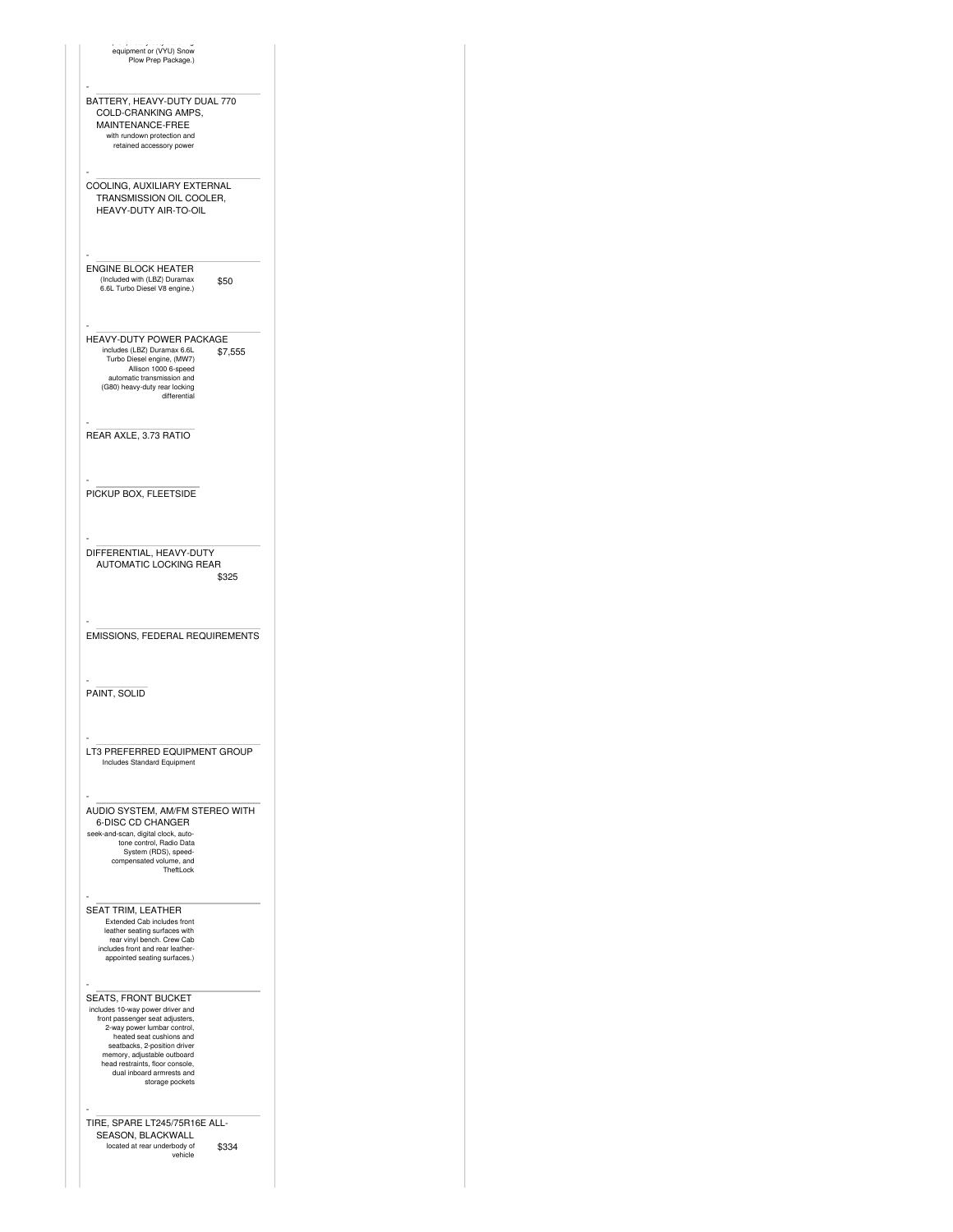equipment or (VYU) Snow Plow Prep Package.)

| Option | Price |
|---|---|
| **BATTERY, HEAVY-DUTY DUAL 770 COLD-CRANKING AMPS, MAINTENANCE-FREE**<br>with rundown protection and retained accessory power | |
| **COOLING, AUXILIARY EXTERNAL TRANSMISSION OIL COOLER, HEAVY-DUTY AIR-TO-OIL** | |
| **ENGINE BLOCK HEATER**<br>(Included with (LBZ) Duramax 6.6L Turbo Diesel V8 engine.) | $50 |
| **HEAVY-DUTY POWER PACKAGE**<br>includes (LBZ) Duramax 6.6L Turbo Diesel engine, (MW7) Allison 1000 6-speed automatic transmission and (G80) heavy-duty rear locking differential | $7,555 |
| **REAR AXLE, 3.73 RATIO** | |
| **PICKUP BOX, FLEETSIDE** | |
| **DIFFERENTIAL, HEAVY-DUTY AUTOMATIC LOCKING REAR** | $325 |
| **EMISSIONS, FEDERAL REQUIREMENTS** | |
| **PAINT, SOLID** | |
| **LT3 PREFERRED EQUIPMENT GROUP**<br>Includes Standard Equipment | |
| **AUDIO SYSTEM, AM/FM STEREO WITH 6-DISC CD CHANGER**<br>seek-and-scan, digital clock, auto-tone control, Radio Data System (RDS), speed-compensated volume, and TheftLock | |
| **SEAT TRIM, LEATHER**<br>Extended Cab includes front leather seating surfaces with rear vinyl bench. Crew Cab includes front and rear leather-appointed seating surfaces.) | |
| **SEATS, FRONT BUCKET**<br>includes 10-way power driver and front passenger seat adjusters, 2-way power lumbar control, heated seat cushions and seatbacks, 2-position driver memory, adjustable outboard head restraints, floor console, dual inboard armrests and storage pockets | |
| **TIRE, SPARE LT245/75R16E ALL-SEASON, BLACKWALL**<br>located at rear underbody of vehicle | $334 |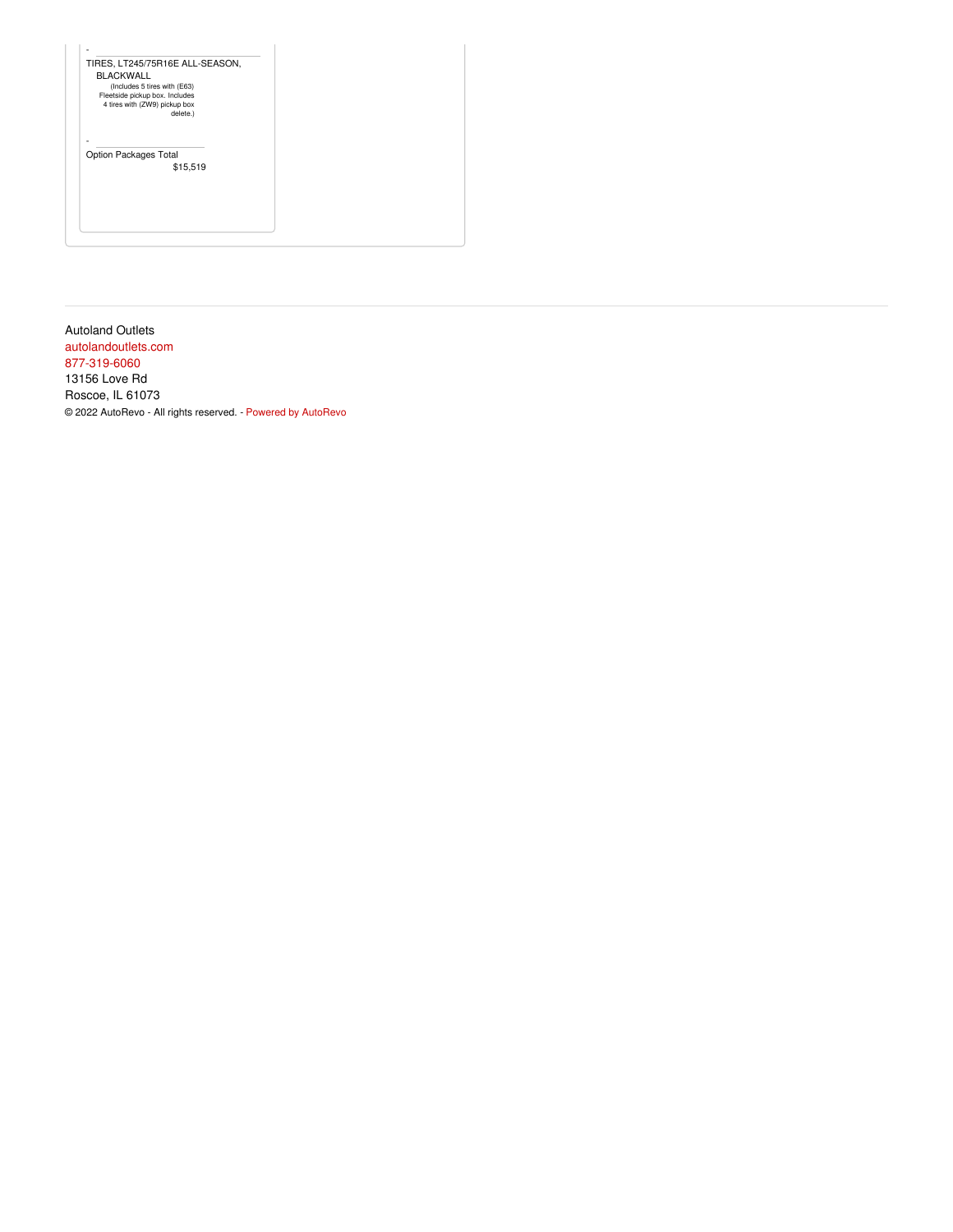-

TIRES, LT245/75R16E ALL-SEASON, BLACKWALL

(Includes 5 tires with (E63) Fleetside pickup box. Includes 4 tires with (ZW9) pickup box delete.)

-

Option Packages Total

$15,519

Autoland Outlets
autolandoutlets.com
877-319-6060
13156 Love Rd
Roscoe, IL 61073

© 2022 AutoRevo - All rights reserved. - Powered by AutoRevo